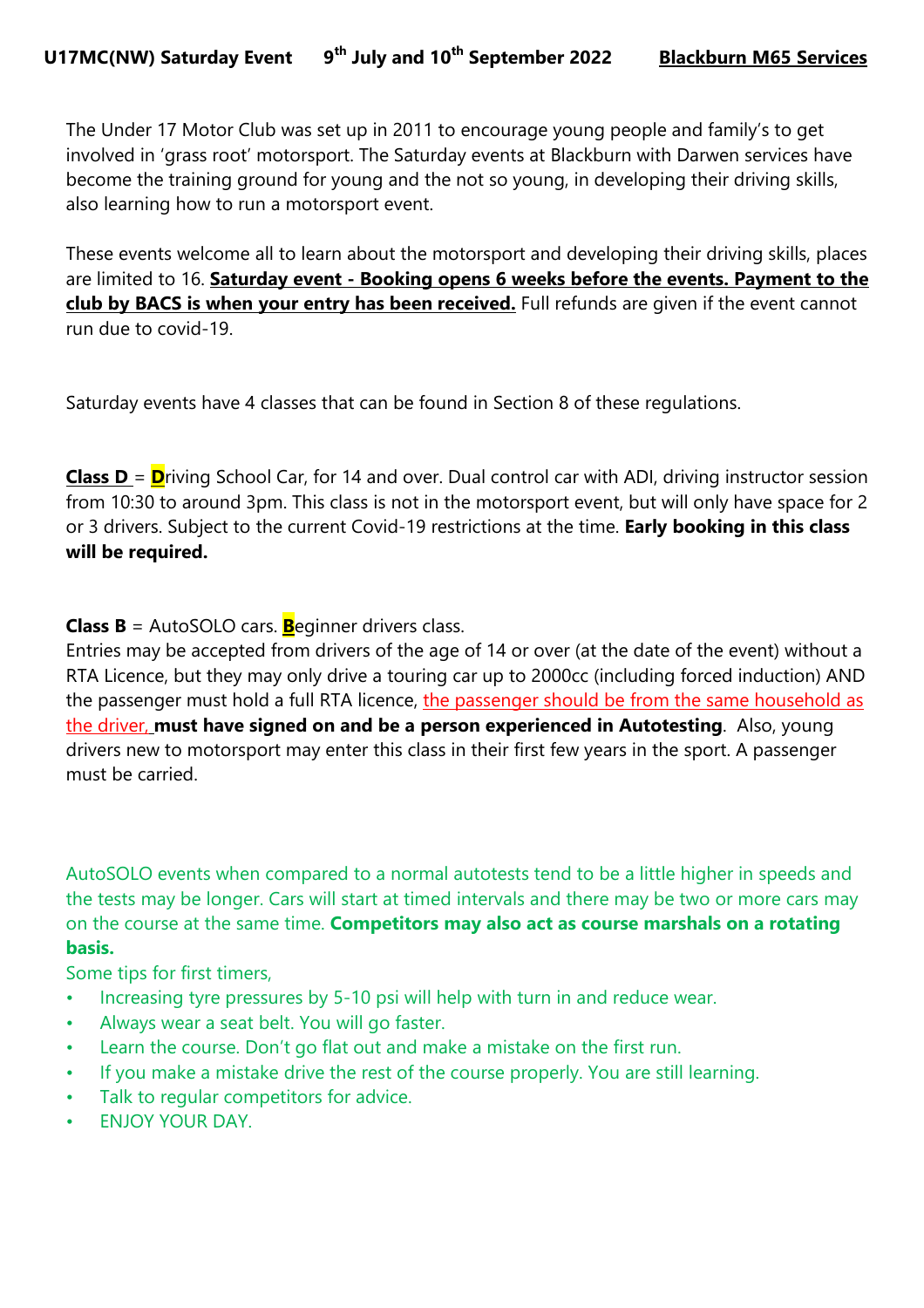**U17MC(NW) Saturday Event 9th July and 10th September 2022 Blackburn M65 Services**

The Under 17 Motor Club was set up in 2011 to encourage young people and family's to get involved in 'grass root' motorsport. The Saturday events at Blackburn with Darwen services have become the training ground for young and the not so young, in developing their driving skills, also learning how to run a motorsport event.

These events welcome all to learn about the motorsport and developing their driving skills, places are limited to 16. **Saturday event - Booking opens 6 weeks before the events. Payment to the club by BACS is when your entry has been received.** Full refunds are given if the event cannot run due to covid-19.

Saturday events have 4 classes that can be found in Section 8 of these regulations.

**Class D** = **D**riving School Car, for 14 and over. Dual control car with ADI, driving instructor session from 10:30 to around 3pm. This class is not in the motorsport event, but will only have space for 2 or 3 drivers. Subject to the current Covid-19 restrictions at the time. **Early booking in this class will be required.**

**Class B** = AutoSOLO cars. **B**eginner drivers class.
Entries may be accepted from drivers of the age of 14 or over (at the date of the event) without a RTA Licence, but they may only drive a touring car up to 2000cc (including forced induction) AND the passenger must hold a full RTA licence, the passenger should be from the same household as the driver, **must have signed on and be a person experienced in Autotesting**. Also, young drivers new to motorsport may enter this class in their first few years in the sport. A passenger must be carried.

AutoSOLO events when compared to a normal autotests tend to be a little higher in speeds and the tests may be longer. Cars will start at timed intervals and there may be two or more cars may on the course at the same time. **Competitors may also act as course marshals on a rotating basis.**

Some tips for first timers,

- Increasing tyre pressures by 5-10 psi will help with turn in and reduce wear.
- Always wear a seat belt. You will go faster.
- Learn the course. Don't go flat out and make a mistake on the first run.
- If you make a mistake drive the rest of the course properly. You are still learning.
- Talk to regular competitors for advice.
- ENJOY YOUR DAY.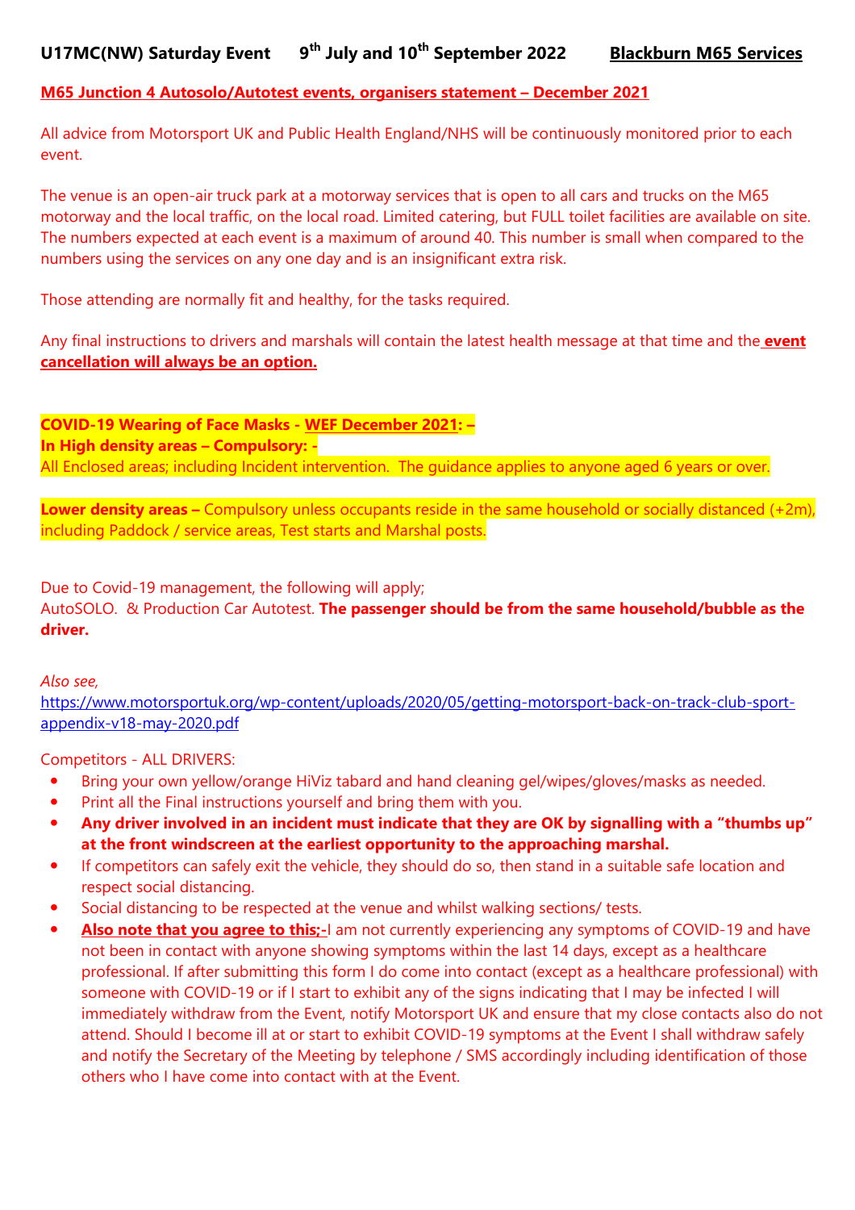**U17MC(NW) Saturday Event 9th July and 10th September 2022 Blackburn M65 Services**

**M65 Junction 4 Autosolo/Autotest events, organisers statement – December 2021**

All advice from Motorsport UK and Public Health England/NHS will be continuously monitored prior to each event.

The venue is an open-air truck park at a motorway services that is open to all cars and trucks on the M65 motorway and the local traffic, on the local road. Limited catering, but FULL toilet facilities are available on site. The numbers expected at each event is a maximum of around 40. This number is small when compared to the numbers using the services on any one day and is an insignificant extra risk.

Those attending are normally fit and healthy, for the tasks required.

Any final instructions to drivers and marshals will contain the latest health message at that time and the **event cancellation will always be an option.**

**COVID-19 Wearing of Face Masks - WEF December 2021: –**
**In High density areas – Compulsory: -**
All Enclosed areas; including Incident intervention. The guidance applies to anyone aged 6 years or over.

**Lower density areas –** Compulsory unless occupants reside in the same household or socially distanced (+2m), including Paddock / service areas, Test starts and Marshal posts.

Due to Covid-19 management, the following will apply;
AutoSOLO. & Production Car Autotest. **The passenger should be from the same household/bubble as the driver.**

*Also see,*
https://www.motorsportuk.org/wp-content/uploads/2020/05/getting-motorsport-back-on-track-club-sport-appendix-v18-may-2020.pdf

Competitors - ALL DRIVERS:

- Bring your own yellow/orange HiViz tabard and hand cleaning gel/wipes/gloves/masks as needed.
- Print all the Final instructions yourself and bring them with you.
- **Any driver involved in an incident must indicate that they are OK by signalling with a "thumbs up" at the front windscreen at the earliest opportunity to the approaching marshal.**
- If competitors can safely exit the vehicle, they should do so, then stand in a suitable safe location and respect social distancing.
- Social distancing to be respected at the venue and whilst walking sections/ tests.
- **Also note that you agree to this;-**I am not currently experiencing any symptoms of COVID-19 and have not been in contact with anyone showing symptoms within the last 14 days, except as a healthcare professional. If after submitting this form I do come into contact (except as a healthcare professional) with someone with COVID-19 or if I start to exhibit any of the signs indicating that I may be infected I will immediately withdraw from the Event, notify Motorsport UK and ensure that my close contacts also do not attend. Should I become ill at or start to exhibit COVID-19 symptoms at the Event I shall withdraw safely and notify the Secretary of the Meeting by telephone / SMS accordingly including identification of those others who I have come into contact with at the Event.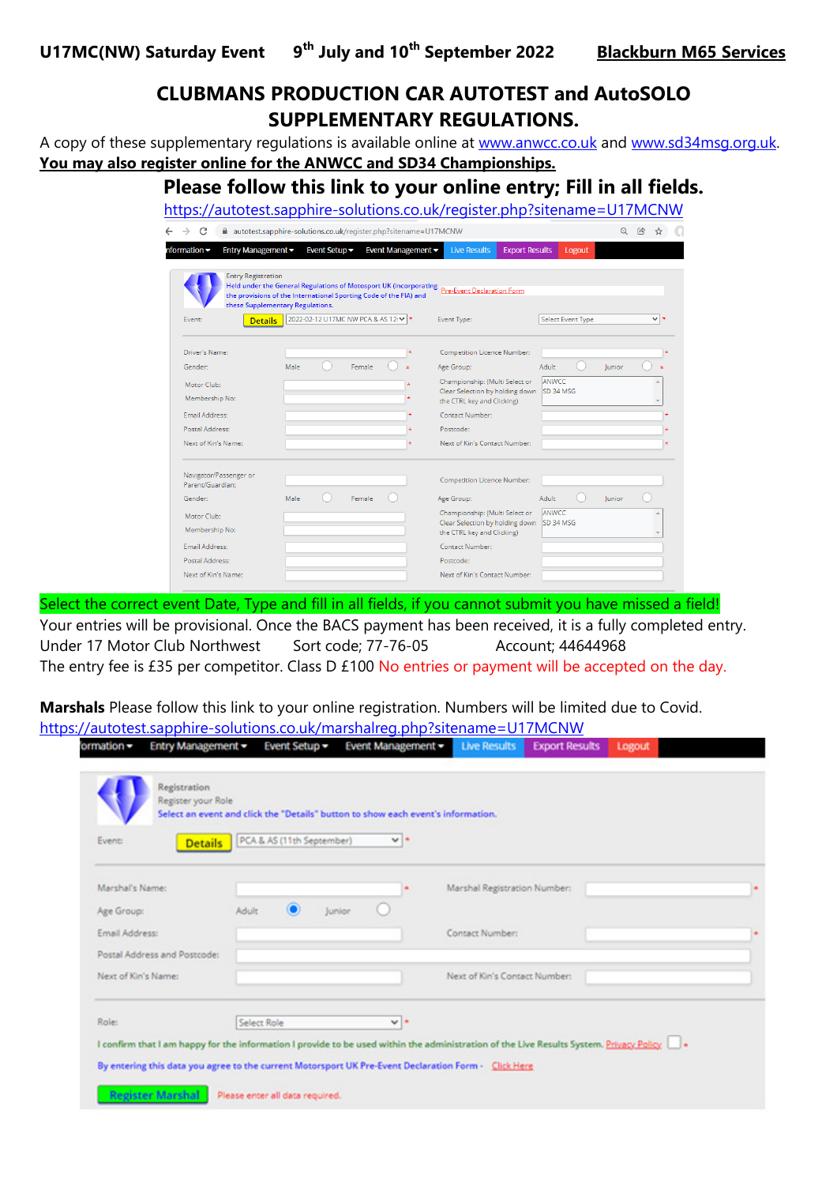**U17MC(NW) Saturday Event 9th July and 10th September 2022 Blackburn M65 Services**

# CLUBMANS PRODUCTION CAR AUTOTEST and AutoSOLO SUPPLEMENTARY REGULATIONS.

A copy of these supplementary regulations is available online at www.anwcc.co.uk and www.sd34msg.org.uk.

**You may also register online for the ANWCC and SD34 Championships.**

## Please follow this link to your online entry; Fill in all fields.

https://autotest.sapphire-solutions.co.uk/register.php?sitename=U17MCNW

Select the correct event Date, Type and fill in all fields, if you cannot submit you have missed a field!

Your entries will be provisional. Once the BACS payment has been received, it is a fully completed entry.

Under 17 Motor Club Northwest Sort code; 77-76-05 Account; 44644968

The entry fee is £35 per competitor. Class D £100 No entries or payment will be accepted on the day.

**Marshals** Please follow this link to your online registration. Numbers will be limited due to Covid.

https://autotest.sapphire-solutions.co.uk/marshalreg.php?sitename=U17MCNW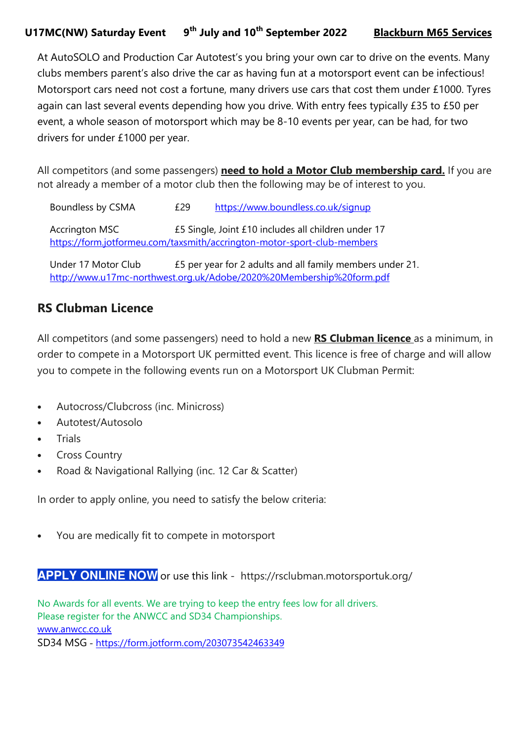**U17MC(NW) Saturday Event 9th July and 10th September 2022 Blackburn M65 Services**

At AutoSOLO and Production Car Autotest's you bring your own car to drive on the events. Many clubs members parent's also drive the car as having fun at a motorsport event can be infectious! Motorsport cars need not cost a fortune, many drivers use cars that cost them under £1000. Tyres again can last several events depending how you drive. With entry fees typically £35 to £50 per event, a whole season of motorsport which may be 8-10 events per year, can be had, for two drivers for under £1000 per year.

All competitors (and some passengers) **need to hold a Motor Club membership card.** If you are not already a member of a motor club then the following may be of interest to you.

Boundless by CSMA £29 https://www.boundless.co.uk/signup

Accrington MSC £5 Single, Joint £10 includes all children under 17
https://form.jotformeu.com/taxsmith/accrington-motor-sport-club-members

Under 17 Motor Club £5 per year for 2 adults and all family members under 21.
http://www.u17mc-northwest.org.uk/Adobe/2020%20Membership%20form.pdf

## RS Clubman Licence

All competitors (and some passengers) need to hold a new **RS Clubman licence** as a minimum, in order to compete in a Motorsport UK permitted event. This licence is free of charge and will allow you to compete in the following events run on a Motorsport UK Clubman Permit:

- Autocross/Clubcross (inc. Minicross)
- Autotest/Autosolo
- Trials
- Cross Country
- Road & Navigational Rallying (inc. 12 Car & Scatter)

In order to apply online, you need to satisfy the below criteria:

- You are medically fit to compete in motorsport

**APPLY ONLINE NOW** or use this link - https://rsclubman.motorsportuk.org/

No Awards for all events. We are trying to keep the entry fees low for all drivers.
Please register for the ANWCC and SD34 Championships.
www.anwcc.co.uk
SD34 MSG - https://form.jotform.com/203073542463349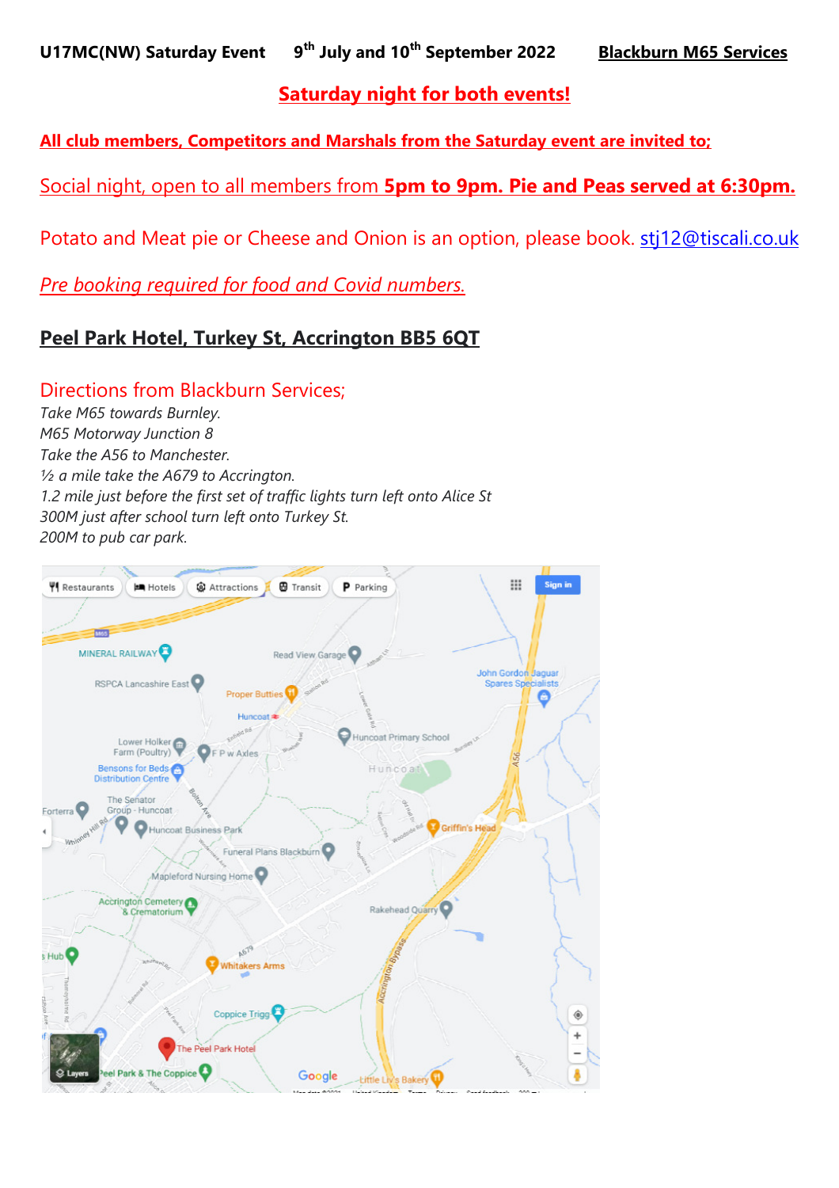**U17MC(NW) Saturday Event 9th July and 10th September 2022 Blackburn M65 Services**

## Saturday night for both events!

**All club members, Competitors and Marshals from the Saturday event are invited to;**

Social night, open to all members from **5pm to 9pm. Pie and Peas served at 6:30pm.**

Potato and Meat pie or Cheese and Onion is an option, please book. stj12@tiscali.co.uk

*Pre booking required for food and Covid numbers.*

## Peel Park Hotel, Turkey St, Accrington BB5 6QT

Directions from Blackburn Services;

*Take M65 towards Burnley.*
*M65 Motorway Junction 8*
*Take the A56 to Manchester.*
*½ a mile take the A679 to Accrington.*
*1.2 mile just before the first set of traffic lights turn left onto Alice St*
*300M just after school turn left onto Turkey St.*
*200M to pub car park.*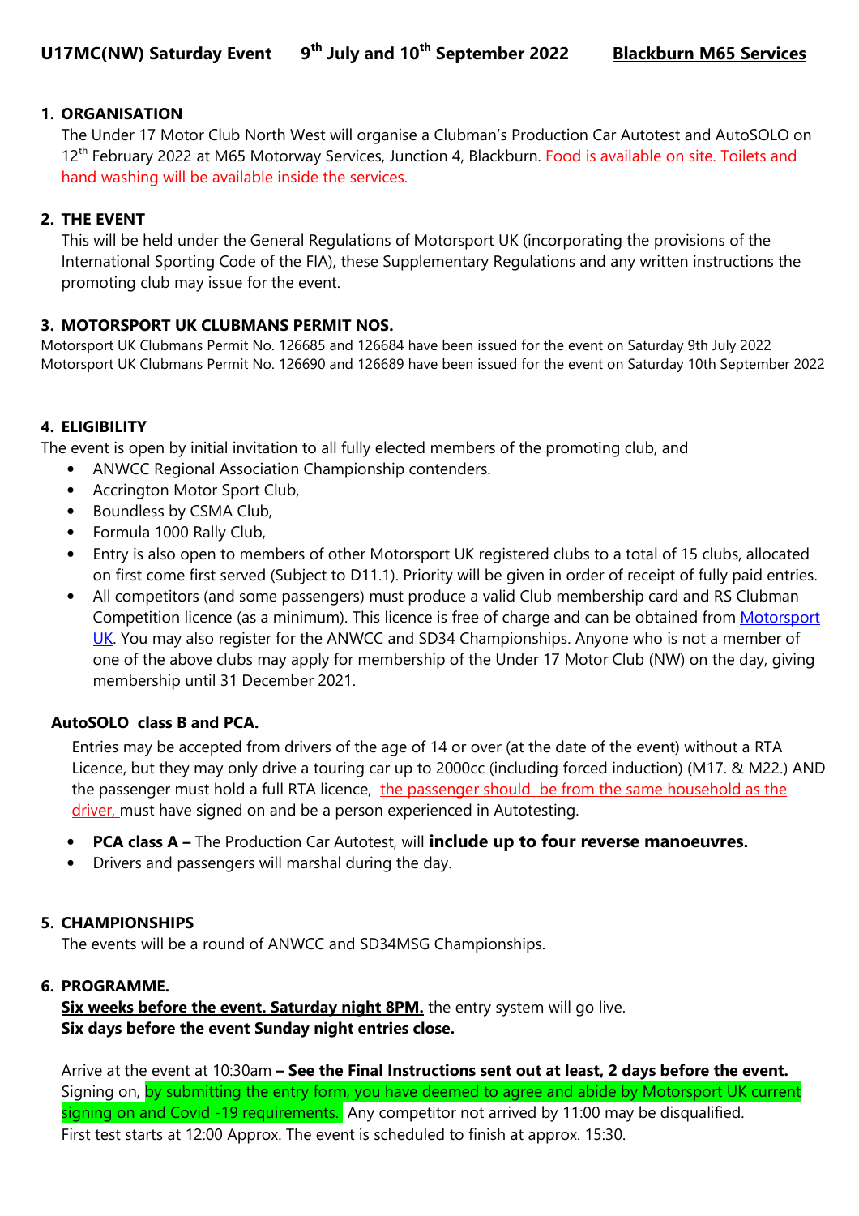**U17MC(NW) Saturday Event 9th July and 10th September 2022 Blackburn M65 Services**

## 1. ORGANISATION

The Under 17 Motor Club North West will organise a Clubman's Production Car Autotest and AutoSOLO on 12th February 2022 at M65 Motorway Services, Junction 4, Blackburn. Food is available on site. Toilets and hand washing will be available inside the services.

## 2. THE EVENT

This will be held under the General Regulations of Motorsport UK (incorporating the provisions of the International Sporting Code of the FIA), these Supplementary Regulations and any written instructions the promoting club may issue for the event.

## 3. MOTORSPORT UK CLUBMANS PERMIT NOS.

Motorsport UK Clubmans Permit No. 126685 and 126684 have been issued for the event on Saturday 9th July 2022
Motorsport UK Clubmans Permit No. 126690 and 126689 have been issued for the event on Saturday 10th September 2022

## 4. ELIGIBILITY

The event is open by initial invitation to all fully elected members of the promoting club, and

- ANWCC Regional Association Championship contenders.
- Accrington Motor Sport Club,
- Boundless by CSMA Club,
- Formula 1000 Rally Club,
- Entry is also open to members of other Motorsport UK registered clubs to a total of 15 clubs, allocated on first come first served (Subject to D11.1). Priority will be given in order of receipt of fully paid entries.
- All competitors (and some passengers) must produce a valid Club membership card and RS Clubman Competition licence (as a minimum). This licence is free of charge and can be obtained from Motorsport UK. You may also register for the ANWCC and SD34 Championships. Anyone who is not a member of one of the above clubs may apply for membership of the Under 17 Motor Club (NW) on the day, giving membership until 31 December 2021.

**AutoSOLO class B and PCA.**

Entries may be accepted from drivers of the age of 14 or over (at the date of the event) without a RTA Licence, but they may only drive a touring car up to 2000cc (including forced induction) (M17. & M22.) AND the passenger must hold a full RTA licence, the passenger should be from the same household as the driver, must have signed on and be a person experienced in Autotesting.

- **PCA class A –** The Production Car Autotest, will **include up to four reverse manoeuvres.**
- Drivers and passengers will marshal during the day.

## 5. CHAMPIONSHIPS

The events will be a round of ANWCC and SD34MSG Championships.

## 6. PROGRAMME.

**Six weeks before the event. Saturday night 8PM.** the entry system will go live.
**Six days before the event Sunday night entries close.**

Arrive at the event at 10:30am **– See the Final Instructions sent out at least, 2 days before the event.**
Signing on, by submitting the entry form, you have deemed to agree and abide by Motorsport UK current signing on and Covid -19 requirements. Any competitor not arrived by 11:00 may be disqualified.
First test starts at 12:00 Approx. The event is scheduled to finish at approx. 15:30.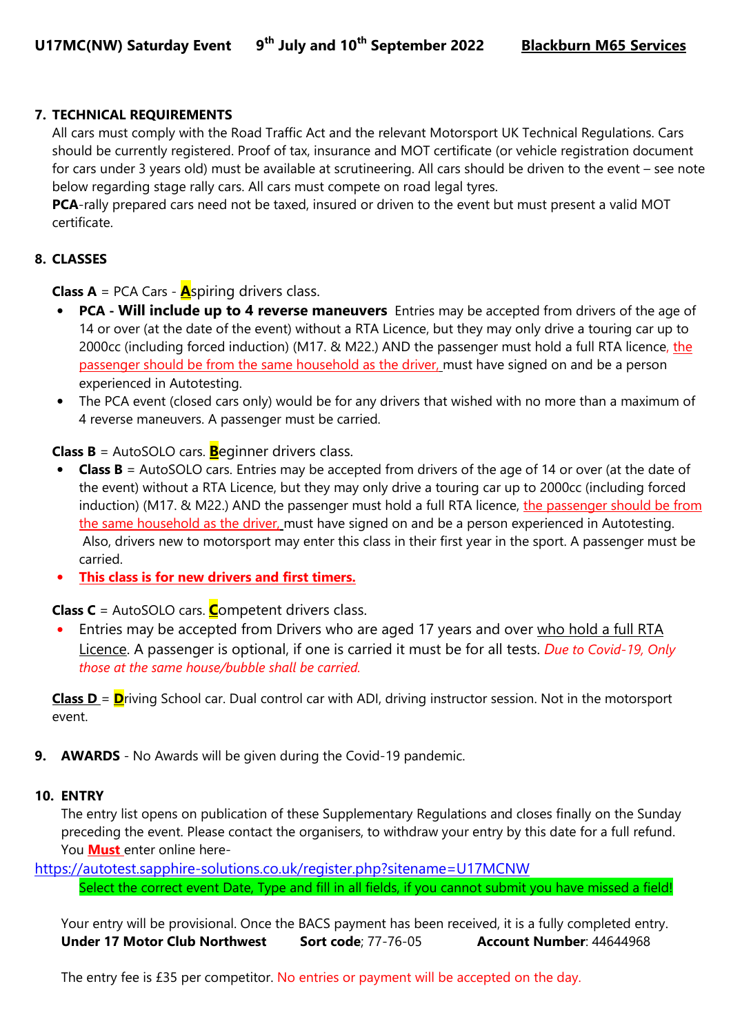## 7. TECHNICAL REQUIREMENTS

All cars must comply with the Road Traffic Act and the relevant Motorsport UK Technical Regulations. Cars should be currently registered. Proof of tax, insurance and MOT certificate (or vehicle registration document for cars under 3 years old) must be available at scrutineering. All cars should be driven to the event – see note below regarding stage rally cars. All cars must compete on road legal tyres.

**PCA**-rally prepared cars need not be taxed, insured or driven to the event but must present a valid MOT certificate.

## 8. CLASSES

**Class A** = PCA Cars - **A**spiring drivers class.

- **PCA - Will include up to 4 reverse maneuvers** Entries may be accepted from drivers of the age of 14 or over (at the date of the event) without a RTA Licence, but they may only drive a touring car up to 2000cc (including forced induction) (M17. & M22.) AND the passenger must hold a full RTA licence, the passenger should be from the same household as the driver, must have signed on and be a person experienced in Autotesting.
- The PCA event (closed cars only) would be for any drivers that wished with no more than a maximum of 4 reverse maneuvers. A passenger must be carried.

**Class B** = AutoSOLO cars. **B**eginner drivers class.

- **Class B** = AutoSOLO cars. Entries may be accepted from drivers of the age of 14 or over (at the date of the event) without a RTA Licence, but they may only drive a touring car up to 2000cc (including forced induction) (M17. & M22.) AND the passenger must hold a full RTA licence, the passenger should be from the same household as the driver, must have signed on and be a person experienced in Autotesting. Also, drivers new to motorsport may enter this class in their first year in the sport. A passenger must be carried.
- **This class is for new drivers and first timers.**

**Class C** = AutoSOLO cars. **C**ompetent drivers class.

- Entries may be accepted from Drivers who are aged 17 years and over who hold a full RTA Licence. A passenger is optional, if one is carried it must be for all tests. *Due to Covid-19, Only those at the same house/bubble shall be carried.*

**Class D** = **D**riving School car. Dual control car with ADI, driving instructor session. Not in the motorsport event.

## 9. AWARDS - No Awards will be given during the Covid-19 pandemic.

## 10. ENTRY

The entry list opens on publication of these Supplementary Regulations and closes finally on the Sunday preceding the event. Please contact the organisers, to withdraw your entry by this date for a full refund. You **Must** enter online here-

https://autotest.sapphire-solutions.co.uk/register.php?sitename=U17MCNW

Select the correct event Date, Type and fill in all fields, if you cannot submit you have missed a field!

Your entry will be provisional. Once the BACS payment has been received, it is a fully completed entry.

**Under 17 Motor Club Northwest** **Sort code**; 77-76-05 **Account Number**: 44644968

The entry fee is £35 per competitor. No entries or payment will be accepted on the day.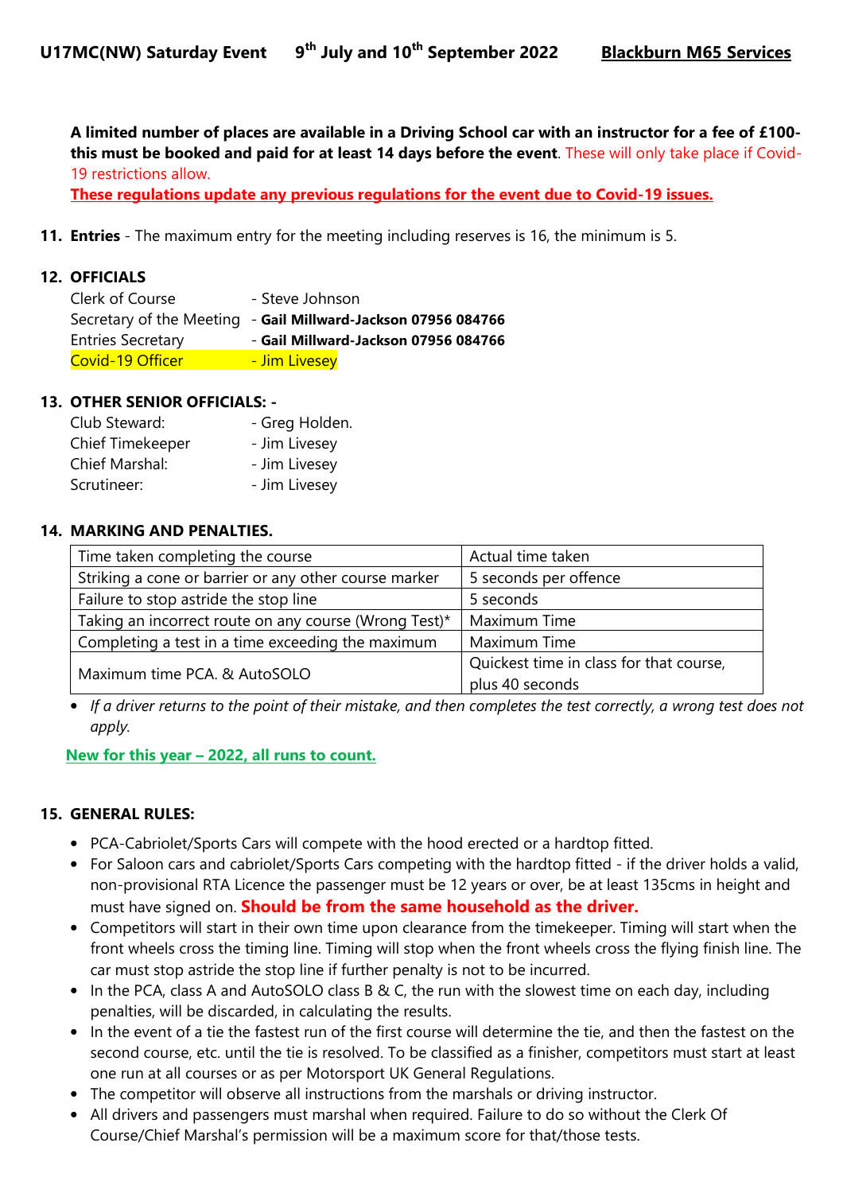**U17MC(NW) Saturday Event 9th July and 10th September 2022 Blackburn M65 Services**

**A limited number of places are available in a Driving School car with an instructor for a fee of £100- this must be booked and paid for at least 14 days before the event**. These will only take place if Covid-19 restrictions allow.

**These regulations update any previous regulations for the event due to Covid-19 issues.**

**11. Entries** - The maximum entry for the meeting including reserves is 16, the minimum is 5.

**12. OFFICIALS**

Clerk of Course - Steve Johnson
Secretary of the Meeting - **Gail Millward-Jackson 07956 084766**
Entries Secretary - **Gail Millward-Jackson 07956 084766**
Covid-19 Officer - Jim Livesey

**13. OTHER SENIOR OFFICIALS: -**

Club Steward: - Greg Holden.
Chief Timekeeper - Jim Livesey
Chief Marshal: - Jim Livesey
Scrutineer: - Jim Livesey

**14. MARKING AND PENALTIES.**

| Time taken completing the course | Actual time taken |
|---|---|
| Striking a cone or barrier or any other course marker | 5 seconds per offence |
| Failure to stop astride the stop line | 5 seconds |
| Taking an incorrect route on any course (Wrong Test)* | Maximum Time |
| Completing a test in a time exceeding the maximum | Maximum Time |
| Maximum time PCA. & AutoSOLO | Quickest time in class for that course, plus 40 seconds |

- *If a driver returns to the point of their mistake, and then completes the test correctly, a wrong test does not apply.*

**New for this year – 2022, all runs to count.**

**15. GENERAL RULES:**

- PCA-Cabriolet/Sports Cars will compete with the hood erected or a hardtop fitted.
- For Saloon cars and cabriolet/Sports Cars competing with the hardtop fitted - if the driver holds a valid, non-provisional RTA Licence the passenger must be 12 years or over, be at least 135cms in height and must have signed on. **Should be from the same household as the driver.**
- Competitors will start in their own time upon clearance from the timekeeper. Timing will start when the front wheels cross the timing line. Timing will stop when the front wheels cross the flying finish line. The car must stop astride the stop line if further penalty is not to be incurred.
- In the PCA, class A and AutoSOLO class B & C, the run with the slowest time on each day, including penalties, will be discarded, in calculating the results.
- In the event of a tie the fastest run of the first course will determine the tie, and then the fastest on the second course, etc. until the tie is resolved. To be classified as a finisher, competitors must start at least one run at all courses or as per Motorsport UK General Regulations.
- The competitor will observe all instructions from the marshals or driving instructor.
- All drivers and passengers must marshal when required. Failure to do so without the Clerk Of Course/Chief Marshal's permission will be a maximum score for that/those tests.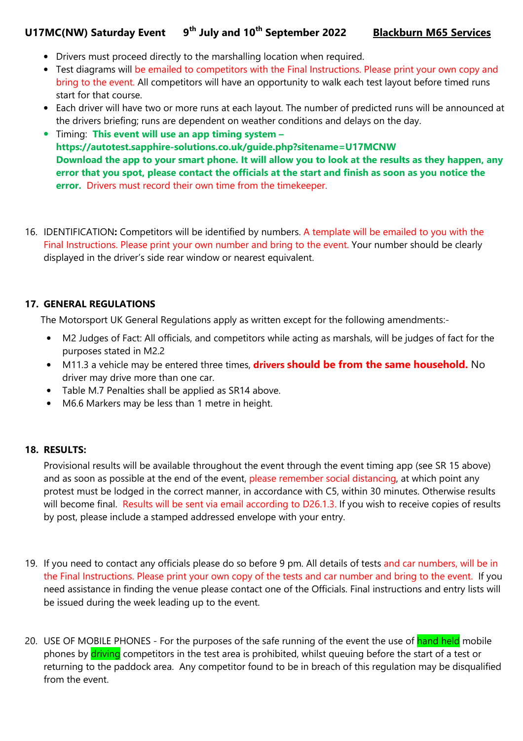- Drivers must proceed directly to the marshalling location when required.
- Test diagrams will be emailed to competitors with the Final Instructions. Please print your own copy and bring to the event. All competitors will have an opportunity to walk each test layout before timed runs start for that course.
- Each driver will have two or more runs at each layout. The number of predicted runs will be announced at the drivers briefing; runs are dependent on weather conditions and delays on the day.
- Timing: **This event will use an app timing system – https://autotest.sapphire-solutions.co.uk/guide.php?sitename=U17MCNW Download the app to your smart phone. It will allow you to look at the results as they happen, any error that you spot, please contact the officials at the start and finish as soon as you notice the error.** Drivers must record their own time from the timekeeper.

16. IDENTIFICATION**:** Competitors will be identified by numbers. A template will be emailed to you with the Final Instructions. Please print your own number and bring to the event. Your number should be clearly displayed in the driver's side rear window or nearest equivalent.

**17. GENERAL REGULATIONS**

The Motorsport UK General Regulations apply as written except for the following amendments:-

- M2 Judges of Fact: All officials, and competitors while acting as marshals, will be judges of fact for the purposes stated in M2.2
- M11.3 a vehicle may be entered three times, **drivers should be from the same household.** No driver may drive more than one car.
- Table M.7 Penalties shall be applied as SR14 above.
- M6.6 Markers may be less than 1 metre in height.

**18. RESULTS:**

Provisional results will be available throughout the event through the event timing app (see SR 15 above) and as soon as possible at the end of the event, please remember social distancing, at which point any protest must be lodged in the correct manner, in accordance with C5, within 30 minutes. Otherwise results will become final. Results will be sent via email according to D26.1.3. If you wish to receive copies of results by post, please include a stamped addressed envelope with your entry.

19. If you need to contact any officials please do so before 9 pm. All details of tests and car numbers, will be in the Final Instructions. Please print your own copy of the tests and car number and bring to the event. If you need assistance in finding the venue please contact one of the Officials. Final instructions and entry lists will be issued during the week leading up to the event.

20. USE OF MOBILE PHONES - For the purposes of the safe running of the event the use of hand held mobile phones by driving competitors in the test area is prohibited, whilst queuing before the start of a test or returning to the paddock area. Any competitor found to be in breach of this regulation may be disqualified from the event.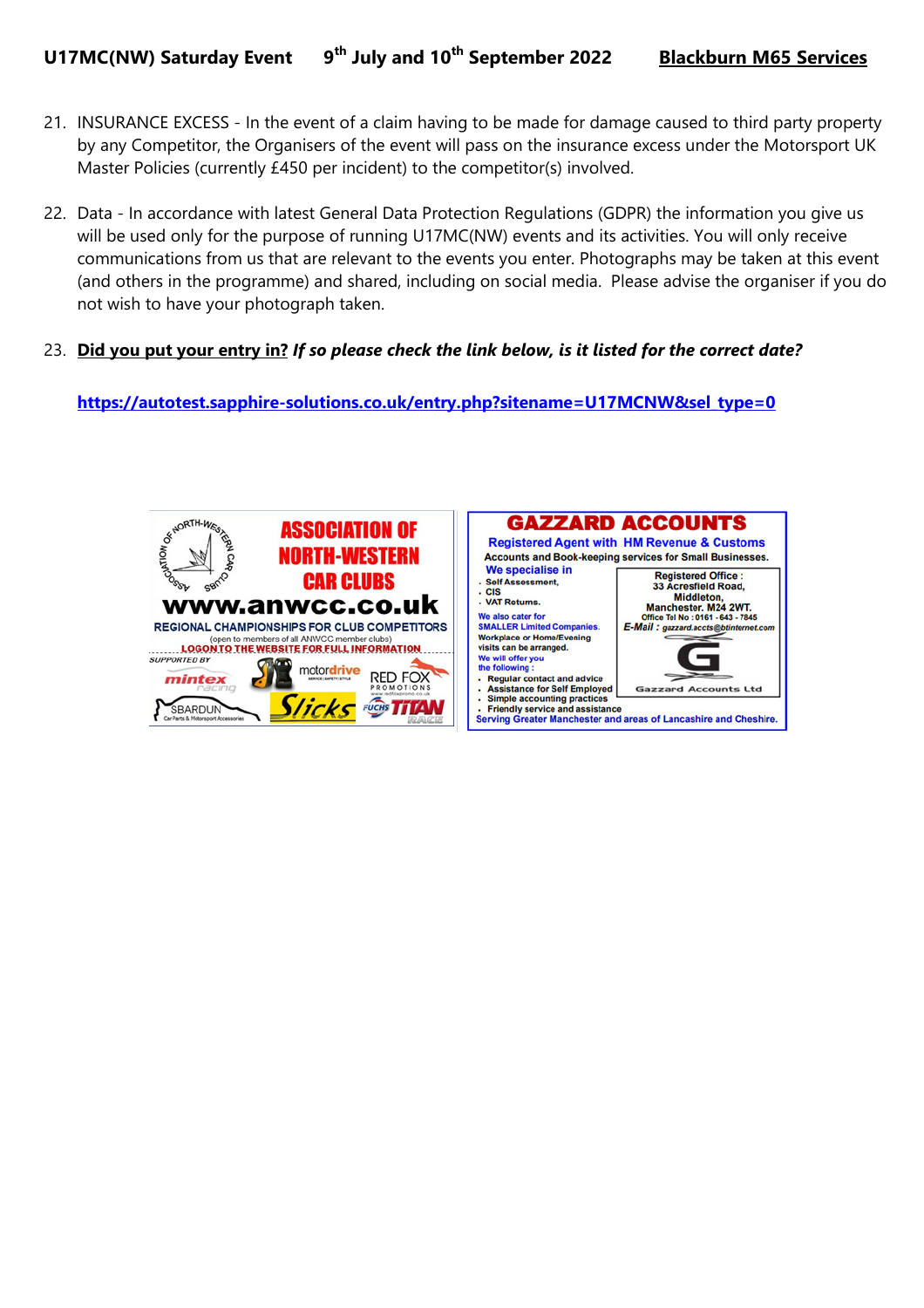21. INSURANCE EXCESS - In the event of a claim having to be made for damage caused to third party property by any Competitor, the Organisers of the event will pass on the insurance excess under the Motorsport UK Master Policies (currently £450 per incident) to the competitor(s) involved.

22. Data - In accordance with latest General Data Protection Regulations (GDPR) the information you give us will be used only for the purpose of running U17MC(NW) events and its activities. You will only receive communications from us that are relevant to the events you enter. Photographs may be taken at this event (and others in the programme) and shared, including on social media. Please advise the organiser if you do not wish to have your photograph taken.

23. **Did you put your entry in?** ***If so please check the link below, is it listed for the correct date?***

    **https://autotest.sapphire-solutions.co.uk/entry.php?sitename=U17MCNW&sel_type=0**

**ASSOCIATION OF NORTH-WESTERN CAR CLUBS**

**www.anwcc.co.uk**

REGIONAL CHAMPIONSHIPS FOR CLUB COMPETITORS

(open to members of all ANWCC member clubs)

LOGON TO THE WEBSITE FOR FULL INFORMATION

SUPPORTED BY

mintex racing · motordrive · RED FOX PROMOTIONS · SBARDUN Car Parts & Motorsport Accessories · Slicks · FUCHS TITAN RACE

**GAZZARD ACCOUNTS**

Registered Agent with HM Revenue & Customs

Accounts and Book-keeping services for Small Businesses.

We specialise in

- Self Assessment,
- CIS
- VAT Returns.

We also cater for SMALLER Limited Companies.

Workplace or Home/Evening visits can be arranged.

We will offer you the following :

- Regular contact and advice
- Assistance for Self Employed
- Simple accounting practices
- Friendly service and assistance

Registered Office : 33 Acresfield Road, Middleton, Manchester. M24 2WT.

Office Tel No : 0161 - 643 - 7845

E-Mail : gazzard.accts@btinternet.com

Gazzard Accounts Ltd

Serving Greater Manchester and areas of Lancashire and Cheshire.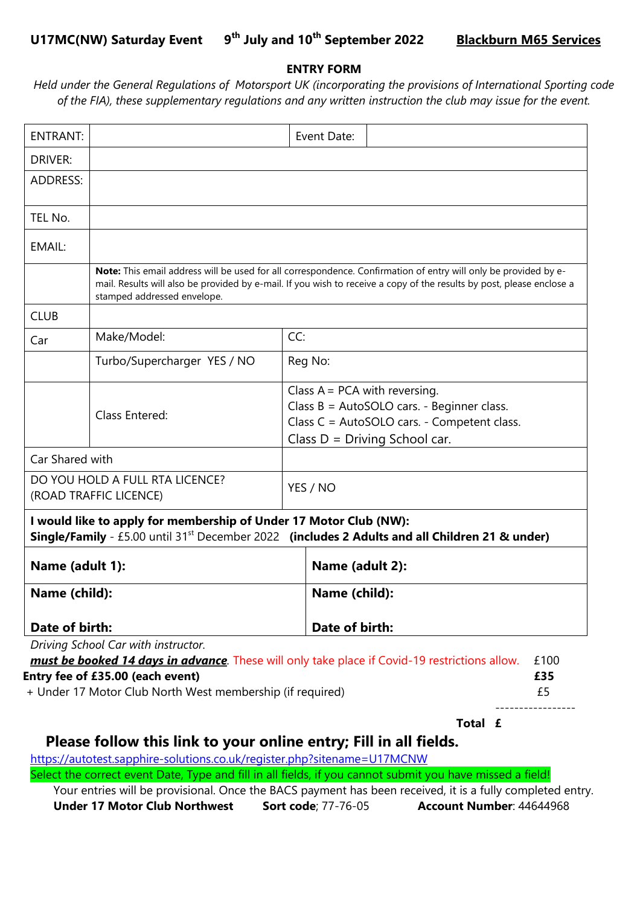**U17MC(NW) Saturday Event 9th July and 10th September 2022 Blackburn M65 Services**

## ENTRY FORM

*Held under the General Regulations of Motorsport UK (incorporating the provisions of International Sporting code of the FIA), these supplementary regulations and any written instruction the club may issue for the event.*

| ENTRANT: | | Event Date: | |
|---|---|---|---|
| DRIVER: | | | |
| ADDRESS: | | | |
| TEL No. | | | |
| EMAIL: | | | |
| | **Note:** This email address will be used for all correspondence. Confirmation of entry will only be provided by e-mail. Results will also be provided by e-mail. If you wish to receive a copy of the results by post, please enclose a stamped addressed envelope. | | |
| CLUB | | | |
| Car | Make/Model: | CC: | |
| | Turbo/Supercharger YES / NO | Reg No: | |
| | Class Entered: | Class A = PCA with reversing.<br>Class B = AutoSOLO cars. - Beginner class.<br>Class C = AutoSOLO cars. - Competent class.<br>Class D = Driving School car. | |
| Car Shared with | | | |
| DO YOU HOLD A FULL RTA LICENCE? (ROAD TRAFFIC LICENCE) | | YES / NO | |

**I would like to apply for membership of Under 17 Motor Club (NW):**
**Single/Family** - £5.00 until 31st December 2022 **(includes 2 Adults and all Children 21 & under)**

| **Name (adult 1):** | **Name (adult 2):** |
|---|---|
| **Name (child):**<br><br>**Date of birth:** | **Name (child):**<br><br>**Date of birth:** |

*Driving School Car with instructor.*
***must be booked 14 days in advance***. These will only take place if Covid-19 restrictions allow. £100

**Entry fee of £35.00 (each event)** **£35**

+ Under 17 Motor Club North West membership (if required) £5

-----------------

**Total £**

## Please follow this link to your online entry; Fill in all fields.

https://autotest.sapphire-solutions.co.uk/register.php?sitename=U17MCNW

Select the correct event Date, Type and fill in all fields, if you cannot submit you have missed a field!

Your entries will be provisional. Once the BACS payment has been received, it is a fully completed entry.

**Under 17 Motor Club Northwest** **Sort code**; 77-76-05 **Account Number**: 44644968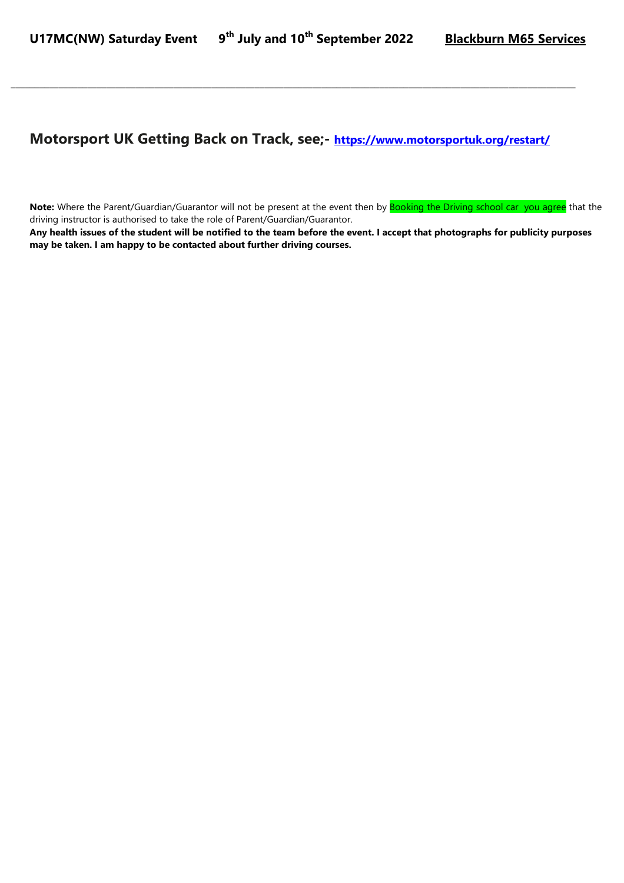## Motorsport UK Getting Back on Track, see;- [https://www.motorsportuk.org/restart/](https://www.motorsportuk.org/restart/)

**Note:** Where the Parent/Guardian/Guarantor will not be present at the event then by Booking the Driving school car you agree that the driving instructor is authorised to take the role of Parent/Guardian/Guarantor.

**Any health issues of the student will be notified to the team before the event. I accept that photographs for publicity purposes may be taken. I am happy to be contacted about further driving courses.**